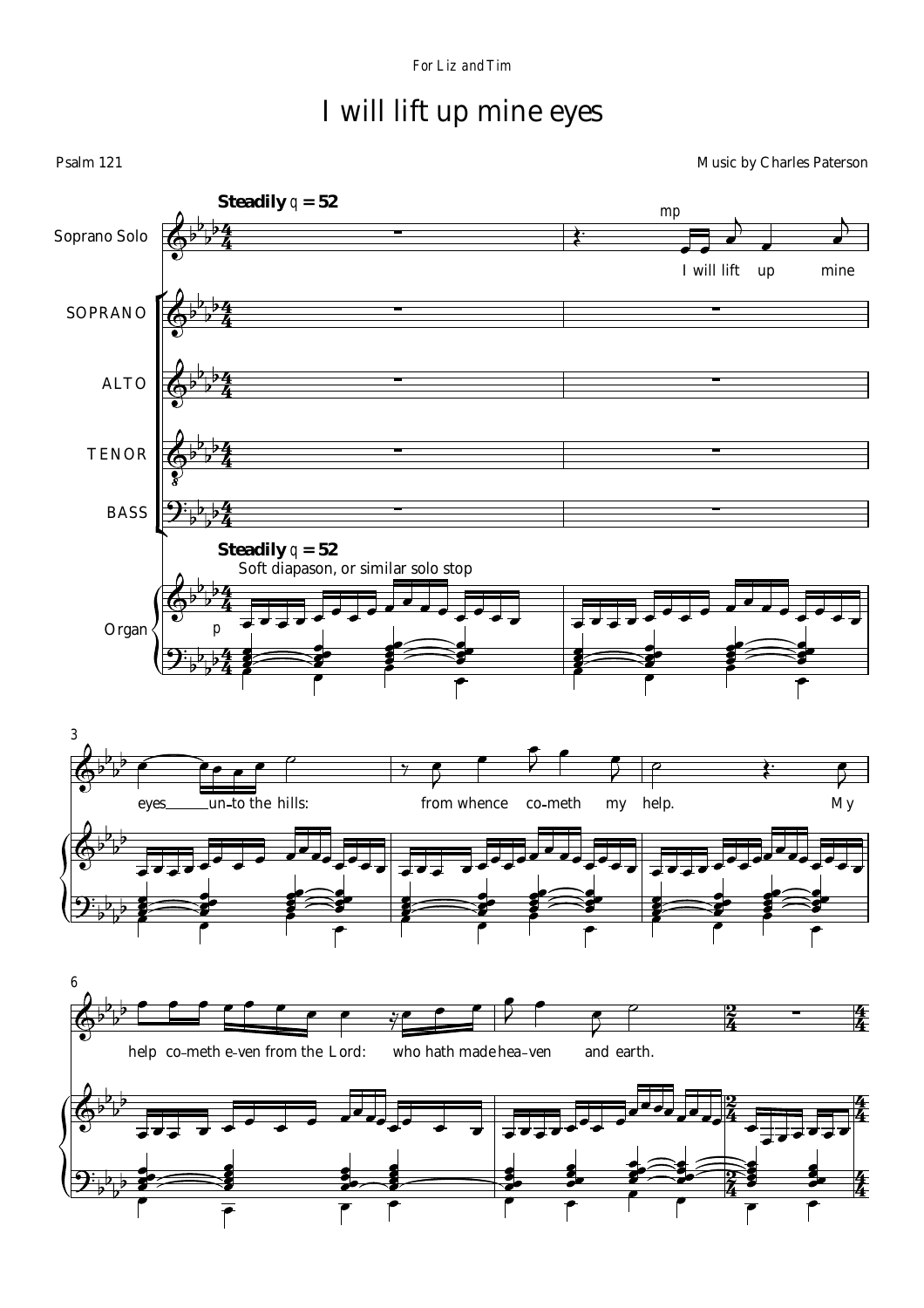For Liz and Tim

# I will lift up mine eyes

Psalm 121

Music by Charles Paterson

**Steadily** ♩ = 52

Soprano Solo, SOPRANO, ALTO, TENOR, BASS, Organ

Soft diapason, or similar solo stop

p

mp

I will lift up mine eyes___ un-to the hills: from whence co-meth my help. My help co-meth e-ven from the Lord: who hath made hea-ven and earth.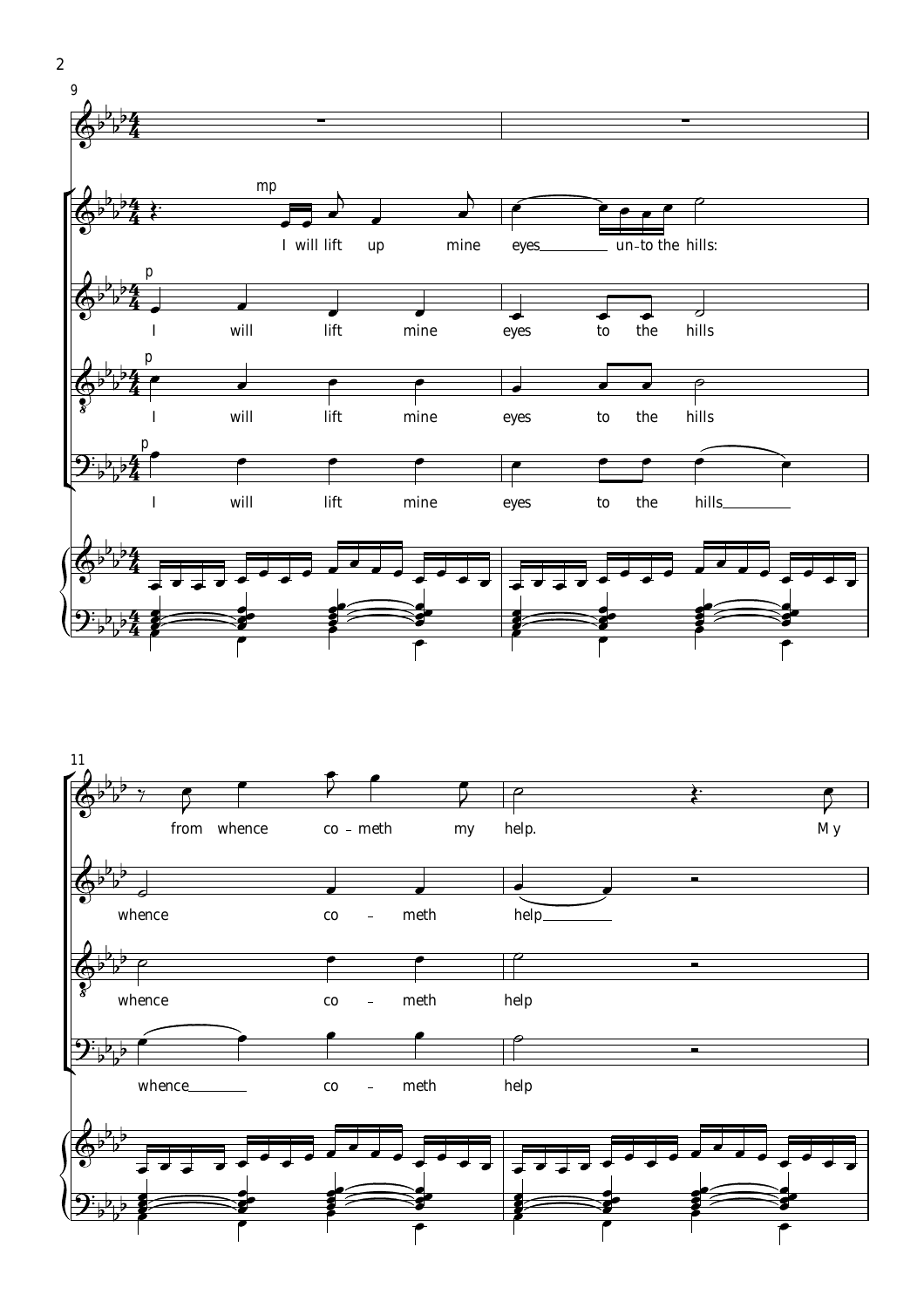I will lift up mine eyes unto the hills:

I will lift mine eyes to the hills

I will lift mine eyes to the hills

I will lift mine eyes to the hills

from whence cometh my help. My

whence cometh help

whence cometh help

whence cometh help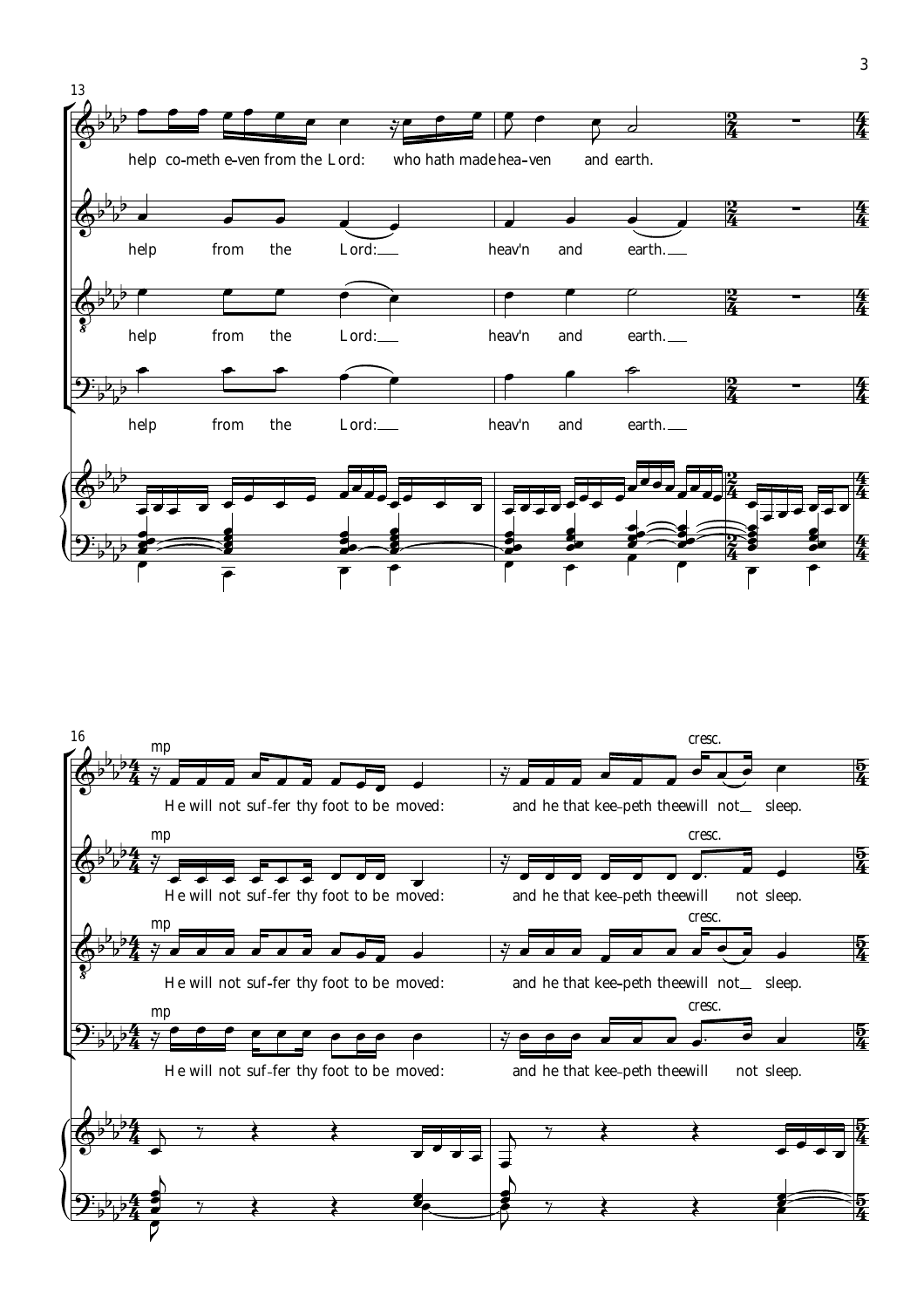13

help co-meth e-ven from the Lord: who hath made hea-ven and earth.

help from the Lord: heav'n and earth.

help from the Lord: heav'n and earth.

help from the Lord: heav'n and earth.

16

mp

He will not suf-fer thy foot to be moved: and he that kee-peth thee will not sleep.

cresc.

mp

He will not suf-fer thy foot to be moved: and he that kee-peth thee will not sleep.

cresc.

mp

He will not suf-fer thy foot to be moved: and he that kee-peth thee will not sleep.

cresc.

mp

He will not suf-fer thy foot to be moved: and he that kee-peth thee will not sleep.

cresc.